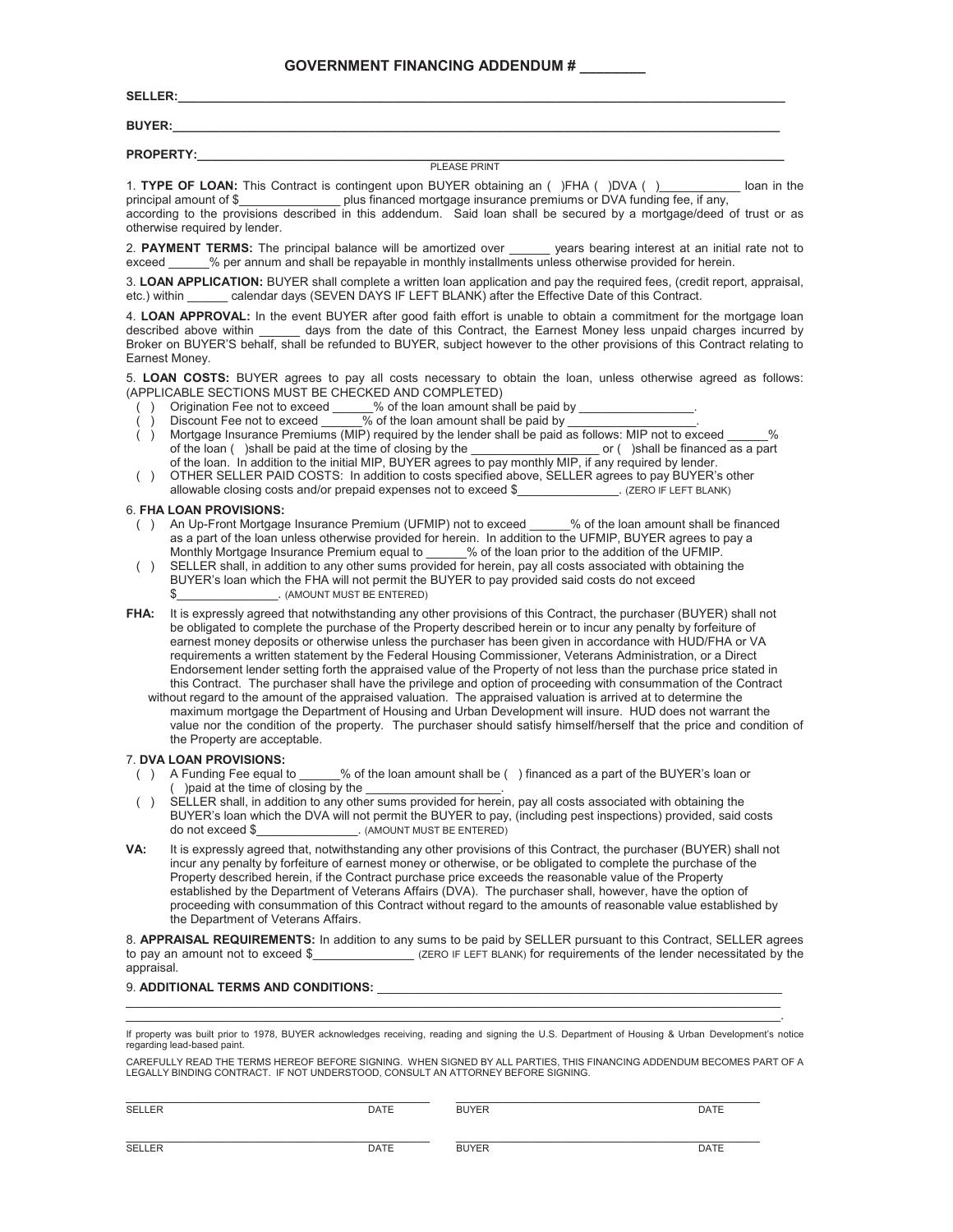# GOVERNMENT FINANCING ADDENDUM # ________

**SELLER:**_______________________________________________________________________________

**BUYER:**________________________________________________________________________________

**PROPERTY:**_____________________________________________________________________________

PLEASE PRINT

1. **TYPE OF LOAN:** This Contract is contingent upon BUYER obtaining an ( )FHA ( )DVA ( )___________ loan in the principal amount of $_______________ plus financed mortgage insurance premiums or DVA funding fee, if any, according to the provisions described in this addendum. Said loan shall be secured by a mortgage/deed of trust or as otherwise required by lender.

2. **PAYMENT TERMS:** The principal balance will be amortized over ______ years bearing interest at an initial rate not to exceed ______% per annum and shall be repayable in monthly installments unless otherwise provided for herein.

3. **LOAN APPLICATION:** BUYER shall complete a written loan application and pay the required fees, (credit report, appraisal, etc.) within ______ calendar days (SEVEN DAYS IF LEFT BLANK) after the Effective Date of this Contract.

4. **LOAN APPROVAL:** In the event BUYER after good faith effort is unable to obtain a commitment for the mortgage loan described above within ______ days from the date of this Contract, the Earnest Money less unpaid charges incurred by Broker on BUYER'S behalf, shall be refunded to BUYER, subject however to the other provisions of this Contract relating to Earnest Money.

5. **LOAN COSTS:** BUYER agrees to pay all costs necessary to obtain the loan, unless otherwise agreed as follows: (APPLICABLE SECTIONS MUST BE CHECKED AND COMPLETED)
   - ( ) Origination Fee not to exceed ______% of the loan amount shall be paid by _________________.
   - ( ) Discount Fee not to exceed ______% of the loan amount shall be paid by ___________________.
   - ( ) Mortgage Insurance Premiums (MIP) required by the lender shall be paid as follows: MIP not to exceed ______% of the loan ( )shall be paid at the time of closing by the ___________________ or ( )shall be financed as a part of the loan. In addition to the initial MIP, BUYER agrees to pay monthly MIP, if any required by lender.
   - ( ) OTHER SELLER PAID COSTS: In addition to costs specified above, SELLER agrees to pay BUYER's other allowable closing costs and/or prepaid expenses not to exceed $_______________. (ZERO IF LEFT BLANK)

6. **FHA LOAN PROVISIONS:**
   - ( ) An Up-Front Mortgage Insurance Premium (UFMIP) not to exceed ______% of the loan amount shall be financed as a part of the loan unless otherwise provided for herein. In addition to the UFMIP, BUYER agrees to pay a Monthly Mortgage Insurance Premium equal to ______% of the loan prior to the addition of the UFMIP.
   - ( ) SELLER shall, in addition to any other sums provided for herein, pay all costs associated with obtaining the BUYER's loan which the FHA will not permit the BUYER to pay provided said costs do not exceed $_______________. (AMOUNT MUST BE ENTERED)

**FHA:** It is expressly agreed that notwithstanding any other provisions of this Contract, the purchaser (BUYER) shall not be obligated to complete the purchase of the Property described herein or to incur any penalty by forfeiture of earnest money deposits or otherwise unless the purchaser has been given in accordance with HUD/FHA or VA requirements a written statement by the Federal Housing Commissioner, Veterans Administration, or a Direct Endorsement lender setting forth the appraised value of the Property of not less than the purchase price stated in this Contract. The purchaser shall have the privilege and option of proceeding with consummation of the Contract without regard to the amount of the appraised valuation. The appraised valuation is arrived at to determine the maximum mortgage the Department of Housing and Urban Development will insure. HUD does not warrant the value nor the condition of the property. The purchaser should satisfy himself/herself that the price and condition of the Property are acceptable.

7. **DVA LOAN PROVISIONS:**
   - ( ) A Funding Fee equal to ______% of the loan amount shall be ( ) financed as a part of the BUYER's loan or ( )paid at the time of closing by the ___________________.
   - ( ) SELLER shall, in addition to any other sums provided for herein, pay all costs associated with obtaining the BUYER's loan which the DVA will not permit the BUYER to pay, (including pest inspections) provided, said costs do not exceed $_______________. (AMOUNT MUST BE ENTERED)

**VA:** It is expressly agreed that, notwithstanding any other provisions of this Contract, the purchaser (BUYER) shall not incur any penalty by forfeiture of earnest money or otherwise, or be obligated to complete the purchase of the Property described herein, if the Contract purchase price exceeds the reasonable value of the Property established by the Department of Veterans Affairs (DVA). The purchaser shall, however, have the option of proceeding with consummation of this Contract without regard to the amounts of reasonable value established by the Department of Veterans Affairs.

8. **APPRAISAL REQUIREMENTS:** In addition to any sums to be paid by SELLER pursuant to this Contract, SELLER agrees to pay an amount not to exceed $_______________ (ZERO IF LEFT BLANK) for requirements of the lender necessitated by the appraisal.

9. **ADDITIONAL TERMS AND CONDITIONS:** _______________________________________________________________
_________________________________________________________________________________________________
_________________________________________________________________________________________________.

If property was built prior to 1978, BUYER acknowledges receiving, reading and signing the U.S. Department of Housing & Urban Development's notice regarding lead-based paint.

CAREFULLY READ THE TERMS HEREOF BEFORE SIGNING. WHEN SIGNED BY ALL PARTIES, THIS FINANCING ADDENDUM BECOMES PART OF A LEGALLY BINDING CONTRACT. IF NOT UNDERSTOOD, CONSULT AN ATTORNEY BEFORE SIGNING.

| | | | |
|---|---|---|---|
| SELLER | DATE | BUYER | DATE |
| SELLER | DATE | BUYER | DATE |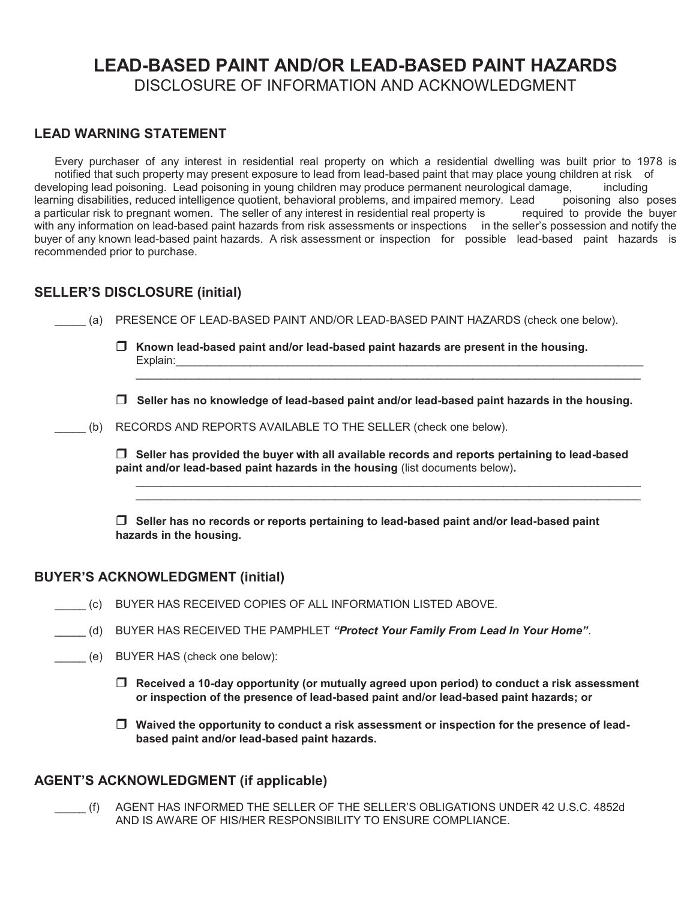# LEAD-BASED PAINT AND/OR LEAD-BASED PAINT HAZARDS

DISCLOSURE OF INFORMATION AND ACKNOWLEDGMENT

## LEAD WARNING STATEMENT

Every purchaser of any interest in residential real property on which a residential dwelling was built prior to 1978 is notified that such property may present exposure to lead from lead-based paint that may place young children at risk of developing lead poisoning. Lead poisoning in young children may produce permanent neurological damage, including learning disabilities, reduced intelligence quotient, behavioral problems, and impaired memory. Lead poisoning also poses a particular risk to pregnant women. The seller of any interest in residential real property is required to provide the buyer with any information on lead-based paint hazards from risk assessments or inspections in the seller's possession and notify the buyer of any known lead-based paint hazards. A risk assessment or inspection for possible lead-based paint hazards is recommended prior to purchase.

## SELLER'S DISCLOSURE (initial)

_____ (a) PRESENCE OF LEAD-BASED PAINT AND/OR LEAD-BASED PAINT HAZARDS (check one below).

- ☐ **Known lead-based paint and/or lead-based paint hazards are present in the housing.**
  Explain:______________________________________________________________________________
  ________________________________________________________________________________________

- ☐ **Seller has no knowledge of lead-based paint and/or lead-based paint hazards in the housing.**

_____ (b) RECORDS AND REPORTS AVAILABLE TO THE SELLER (check one below).

- ☐ **Seller has provided the buyer with all available records and reports pertaining to lead-based paint and/or lead-based paint hazards in the housing** (list documents below)**.**
  ________________________________________________________________________________________
  ________________________________________________________________________________________

- ☐ **Seller has no records or reports pertaining to lead-based paint and/or lead-based paint hazards in the housing.**

## BUYER'S ACKNOWLEDGMENT (initial)

_____ (c) BUYER HAS RECEIVED COPIES OF ALL INFORMATION LISTED ABOVE.

_____ (d) BUYER HAS RECEIVED THE PAMPHLET ***"Protect Your Family From Lead In Your Home"***.

_____ (e) BUYER HAS (check one below):

- ☐ **Received a 10-day opportunity (or mutually agreed upon period) to conduct a risk assessment or inspection of the presence of lead-based paint and/or lead-based paint hazards; or**

- ☐ **Waived the opportunity to conduct a risk assessment or inspection for the presence of lead-based paint and/or lead-based paint hazards.**

## AGENT'S ACKNOWLEDGMENT (if applicable)

_____ (f) AGENT HAS INFORMED THE SELLER OF THE SELLER'S OBLIGATIONS UNDER 42 U.S.C. 4852d AND IS AWARE OF HIS/HER RESPONSIBILITY TO ENSURE COMPLIANCE.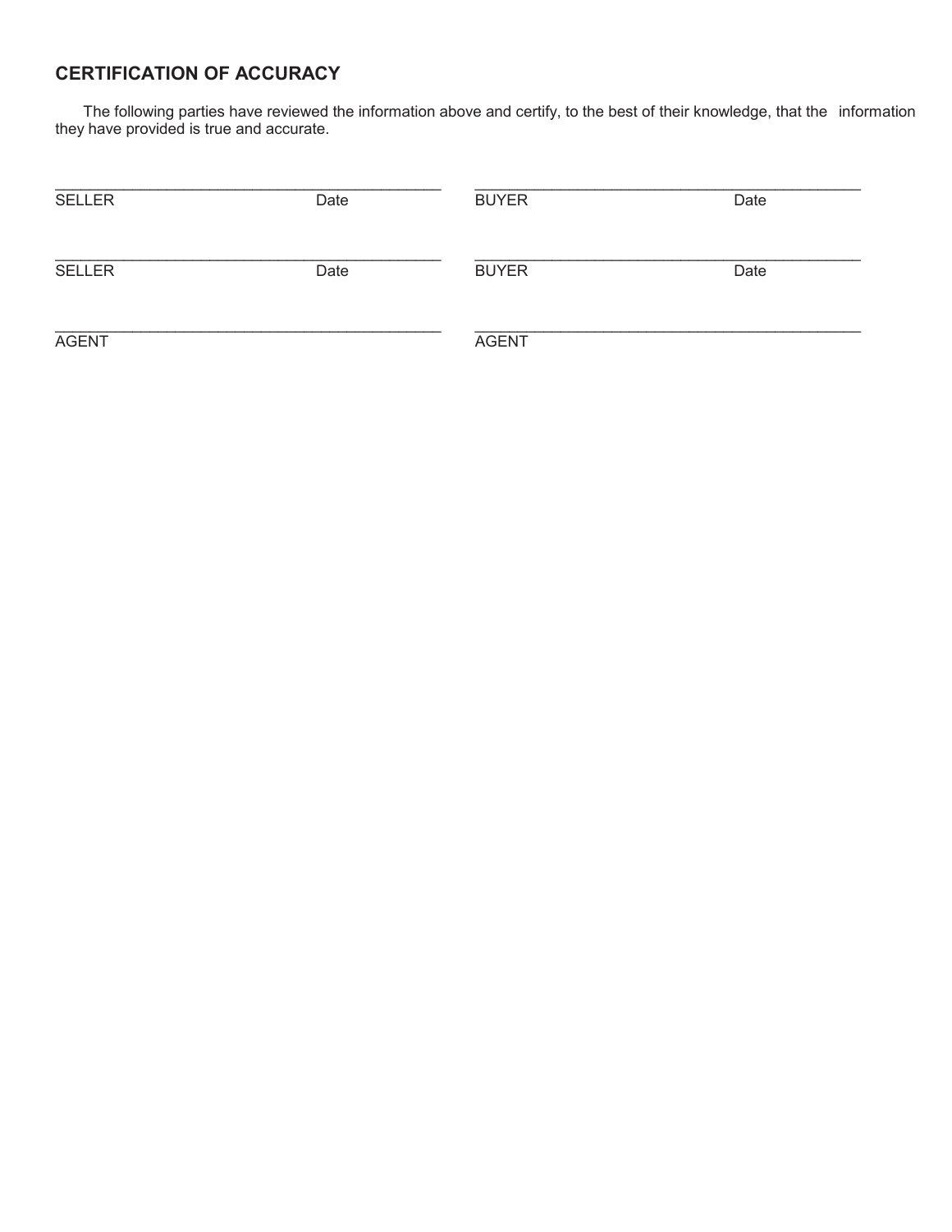## CERTIFICATION OF ACCURACY

The following parties have reviewed the information above and certify, to the best of their knowledge, that the information they have provided is true and accurate.

| | |
|---|---|
| \_\_\_\_\_\_\_\_\_\_\_\_\_\_\_\_\_\_\_\_\_\_\_\_\_\_\_\_\_\_\_\_\_\_\_\_\_\_\_\_ | \_\_\_\_\_\_\_\_\_\_\_\_\_\_\_\_\_\_\_\_\_\_\_\_\_\_\_\_\_\_\_\_\_\_\_\_\_\_\_\_ |
| SELLER Date | BUYER Date |
| \_\_\_\_\_\_\_\_\_\_\_\_\_\_\_\_\_\_\_\_\_\_\_\_\_\_\_\_\_\_\_\_\_\_\_\_\_\_\_\_ | \_\_\_\_\_\_\_\_\_\_\_\_\_\_\_\_\_\_\_\_\_\_\_\_\_\_\_\_\_\_\_\_\_\_\_\_\_\_\_\_ |
| SELLER Date | BUYER Date |
| \_\_\_\_\_\_\_\_\_\_\_\_\_\_\_\_\_\_\_\_\_\_\_\_\_\_\_\_\_\_\_\_\_\_\_\_\_\_\_\_ | \_\_\_\_\_\_\_\_\_\_\_\_\_\_\_\_\_\_\_\_\_\_\_\_\_\_\_\_\_\_\_\_\_\_\_\_\_\_\_\_ |
| AGENT | AGENT |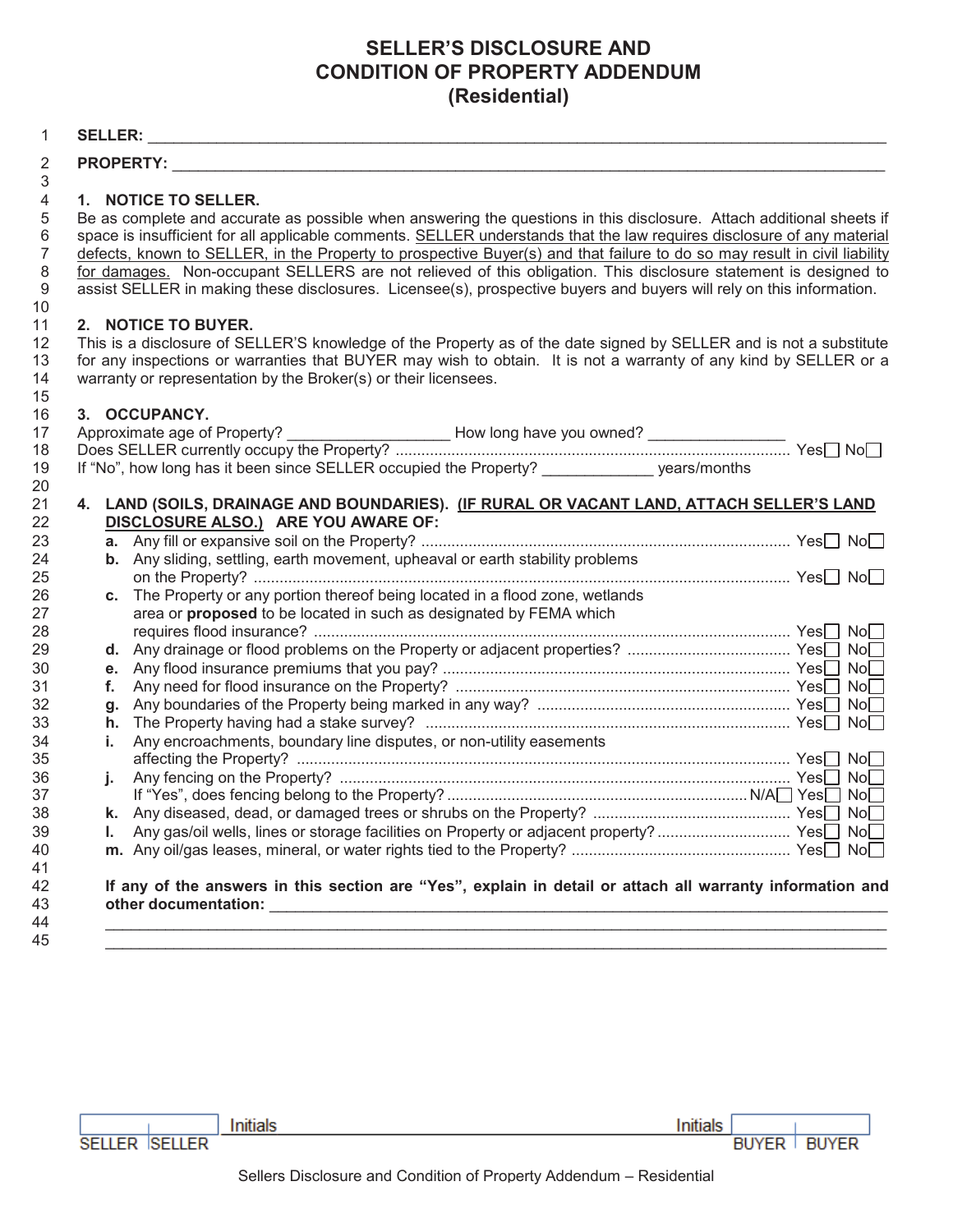# SELLER'S DISCLOSURE AND CONDITION OF PROPERTY ADDENDUM (Residential)

**SELLER:** ____________________________________________________________________________

**PROPERTY:** __________________________________________________________________________

## 1. NOTICE TO SELLER.

Be as complete and accurate as possible when answering the questions in this disclosure. Attach additional sheets if space is insufficient for all applicable comments. SELLER understands that the law requires disclosure of any material defects, known to SELLER, in the Property to prospective Buyer(s) and that failure to do so may result in civil liability for damages. Non-occupant SELLERS are not relieved of this obligation. This disclosure statement is designed to assist SELLER in making these disclosures. Licensee(s), prospective buyers and buyers will rely on this information.

## 2. NOTICE TO BUYER.

This is a disclosure of SELLER'S knowledge of the Property as of the date signed by SELLER and is not a substitute for any inspections or warranties that BUYER may wish to obtain. It is not a warranty of any kind by SELLER or a warranty or representation by the Broker(s) or their licensees.

## 3. OCCUPANCY.

Approximate age of Property? __________________ How long have you owned? _______________

Does SELLER currently occupy the Property? ............................................................ Yes☐ No☐

If "No", how long has it been since SELLER occupied the Property? ____________ years/months

## 4. LAND (SOILS, DRAINAGE AND BOUNDARIES). (IF RURAL OR VACANT LAND, ATTACH SELLER'S LAND DISCLOSURE ALSO.) ARE YOU AWARE OF:

- **a.** Any fill or expansive soil on the Property? ............................................................ Yes☐ No☐
- **b.** Any sliding, settling, earth movement, upheaval or earth stability problems on the Property? ............................................................ Yes☐ No☐
- **c.** The Property or any portion thereof being located in a flood zone, wetlands area or **proposed** to be located in such as designated by FEMA which requires flood insurance? ............................................................ Yes☐ No☐
- **d.** Any drainage or flood problems on the Property or adjacent properties? ............................................................ Yes☐ No☐
- **e.** Any flood insurance premiums that you pay? ............................................................ Yes☐ No☐
- **f.** Any need for flood insurance on the Property? ............................................................ Yes☐ No☐
- **g.** Any boundaries of the Property being marked in any way? ............................................................ Yes☐ No☐
- **h.** The Property having had a stake survey? ............................................................ Yes☐ No☐
- **i.** Any encroachments, boundary line disputes, or non-utility easements affecting the Property? ............................................................ Yes☐ No☐
- **j.** Any fencing on the Property? ............................................................ Yes☐ No☐
  If "Yes", does fencing belong to the Property? ............................................................ N/A☐ Yes☐ No☐
- **k.** Any diseased, dead, or damaged trees or shrubs on the Property? ............................................................ Yes☐ No☐
- **l.** Any gas/oil wells, lines or storage facilities on Property or adjacent property? ............................................................ Yes☐ No☐
- **m.** Any oil/gas leases, mineral, or water rights tied to the Property? ............................................................ Yes☐ No☐

**If any of the answers in this section are "Yes", explain in detail or attach all warranty information and other documentation:** ____________________________________________________________

______________________________________________________________________________________

______________________________________________________________________________________

| SELLER | SELLER | Initials | | Initials | BUYER | BUYER |
|---|---|---|---|---|---|---|
| | | | | | | |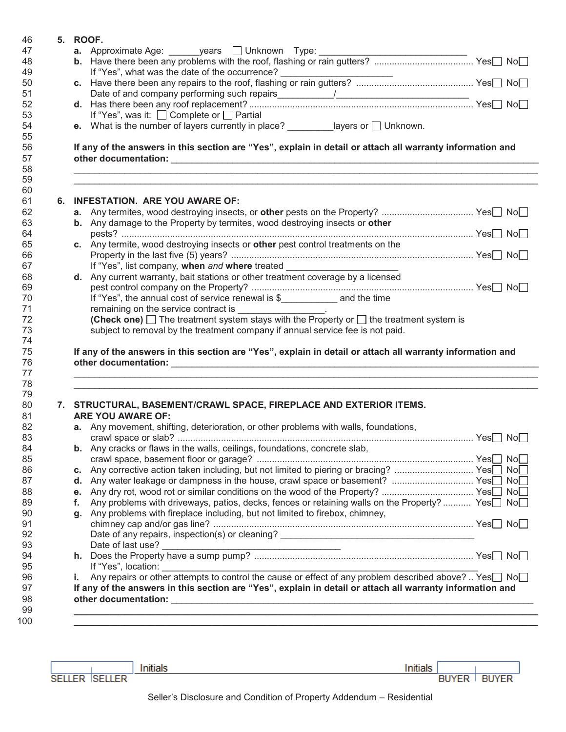**5. ROOF.**

**a.** Approximate Age: ______years ☐ Unknown Type: ____________________________

**b.** Have there been any problems with the roof, flashing or rain gutters? .................................... Yes☐ No☐

If "Yes", what was the date of the occurrence? _____________________

**c.** Have there been any repairs to the roof, flashing or rain gutters? .......................................... Yes☐ No☐

Date of and company performing such repairs__________/_________________________

**d.** Has there been any roof replacement? ................................................................................ Yes☐ No☐

If "Yes", was it: ☐ Complete or ☐ Partial

**e.** What is the number of layers currently in place? _________layers or ☐ Unknown.

**If any of the answers in this section are "Yes", explain in detail or attach all warranty information and other documentation:** ______________________________________________________________________

______________________________________________________________________

______________________________________________________________________

**6. INFESTATION. ARE YOU AWARE OF:**

**a.** Any termites, wood destroying insects, or **other** pests on the Property? .................................. Yes☐ No☐

**b.** Any damage to the Property by termites, wood destroying insects or **other** pests? ........................................................................................................................... Yes☐ No☐

**c.** Any termite, wood destroying insects or **other** pest control treatments on the Property in the last five (5) years? ............................................................................................ Yes☐ No☐

If "Yes", list company, **when** *and* **where** treated _____________________

**d.** Any current warranty, bait stations or other treatment coverage by a licensed pest control company on the Property? ......................................................................................... Yes☐ No☐

If "Yes", the annual cost of service renewal is $___________ and the time remaining on the service contract is ________________.

**(Check one)** ☐ The treatment system stays with the Property or ☐ the treatment system is subject to removal by the treatment company if annual service fee is not paid.

**If any of the answers in this section are "Yes", explain in detail or attach all warranty information and other documentation:** ______________________________________________________________________

______________________________________________________________________

______________________________________________________________________

**7. STRUCTURAL, BASEMENT/CRAWL SPACE, FIREPLACE AND EXTERIOR ITEMS. ARE YOU AWARE OF:**

**a.** Any movement, shifting, deterioration, or other problems with walls, foundations, crawl space or slab? ................................................................................................................. Yes☐ No☐

**b.** Any cracks or flaws in the walls, ceilings, foundations, concrete slab, crawl space, basement floor or garage? ................................................................................ Yes☐ No☐

**c.** Any corrective action taken including, but not limited to piering or bracing? ............................. Yes☐ No☐

**d.** Any water leakage or dampness in the house, crawl space or basement? ................................ Yes☐ No☐

**e.** Any dry rot, wood rot or similar conditions on the wood of the Property? ................................... Yes☐ No☐

**f.** Any problems with driveways, patios, decks, fences or retaining walls on the Property? ........... Yes☐ No☐

**g.** Any problems with fireplace including, but not limited to firebox, chimney, chimney cap and/or gas line? ..................................................................................................... Yes☐ No☐

Date of any repairs, inspection(s) or cleaning? _____________________________________

Date of last use? ________________________________

**h.** Does the Property have a sump pump? ..................................................................................... Yes☐ No☐

If "Yes", location: ______________________________________________________________

**i.** Any repairs or other attempts to control the cause or effect of any problem described above? .. Yes☐ No☐

**If any of the answers in this section are "Yes", explain in detail or attach all warranty information and other documentation:** ______________________________________________________________________

______________________________________________________________________

______________________________________________________________________

SELLER | SELLER Initials　　　　　　　　Initials BUYER | BUYER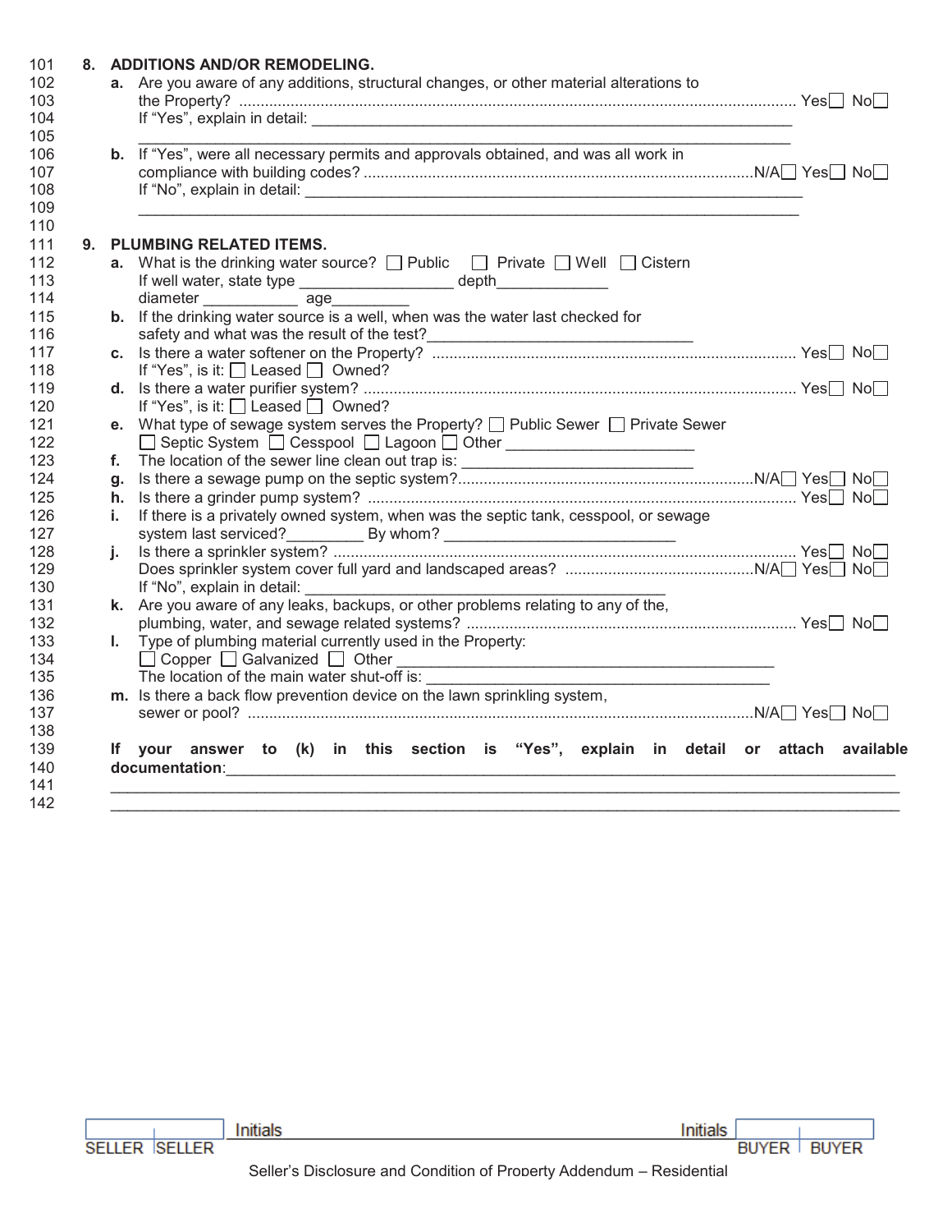## 8. ADDITIONS AND/OR REMODELING.

**a.** Are you aware of any additions, structural changes, or other material alterations to the Property? ........ Yes☐ No☐

If "Yes", explain in detail: ______________________________________________

______________________________________________

**b.** If "Yes", were all necessary permits and approvals obtained, and was all work in compliance with building codes? ........ N/A☐ Yes☐ No☐

If "No", explain in detail: ______________________________________________

______________________________________________

## 9. PLUMBING RELATED ITEMS.

**a.** What is the drinking water source? ☐ Public ☐ Private ☐ Well ☐ Cistern

If well water, state type ________________ depth____________

diameter ___________ age_________

**b.** If the drinking water source is a well, when was the water last checked for safety and what was the result of the test?______________________________

**c.** Is there a water softener on the Property? ........ Yes☐ No☐

If "Yes", is it: ☐ Leased ☐ Owned?

**d.** Is there a water purifier system? ........ Yes☐ No☐

If "Yes", is it: ☐ Leased ☐ Owned?

**e.** What type of sewage system serves the Property? ☐ Public Sewer ☐ Private Sewer

☐ Septic System ☐ Cesspool ☐ Lagoon ☐ Other ______________________

**f.** The location of the sewer line clean out trap is: ___________________________

**g.** Is there a sewage pump on the septic system? ........ N/A☐ Yes☐ No☐

**h.** Is there a grinder pump system? ........ Yes☐ No☐

**i.** If there is a privately owned system, when was the septic tank, cesspool, or sewage system last serviced?_________ By whom? ___________________________

**j.** Is there a sprinkler system? ........ Yes☐ No☐

Does sprinkler system cover full yard and landscaped areas? ........ N/A☐ Yes☐ No☐

If "No", explain in detail: ___________________________________________

**k.** Are you aware of any leaks, backups, or other problems relating to any of the, plumbing, water, and sewage related systems? ........ Yes☐ No☐

**l.** Type of plumbing material currently used in the Property:

☐ Copper ☐ Galvanized ☐ Other _____________________________________________

The location of the main water shut-off is: _________________________________________

**m.** Is there a back flow prevention device on the lawn sprinkling system, sewer or pool? ........ N/A☐ Yes☐ No☐

**If your answer to (k) in this section is "Yes", explain in detail or attach available documentation**:______________________________________________

______________________________________________

______________________________________________

| SELLER | SELLER | Initials | Initials | BUYER | BUYER |
|---|---|---|---|---|---|
| | | | | | |

Seller's Disclosure and Condition of Property Addendum – Residential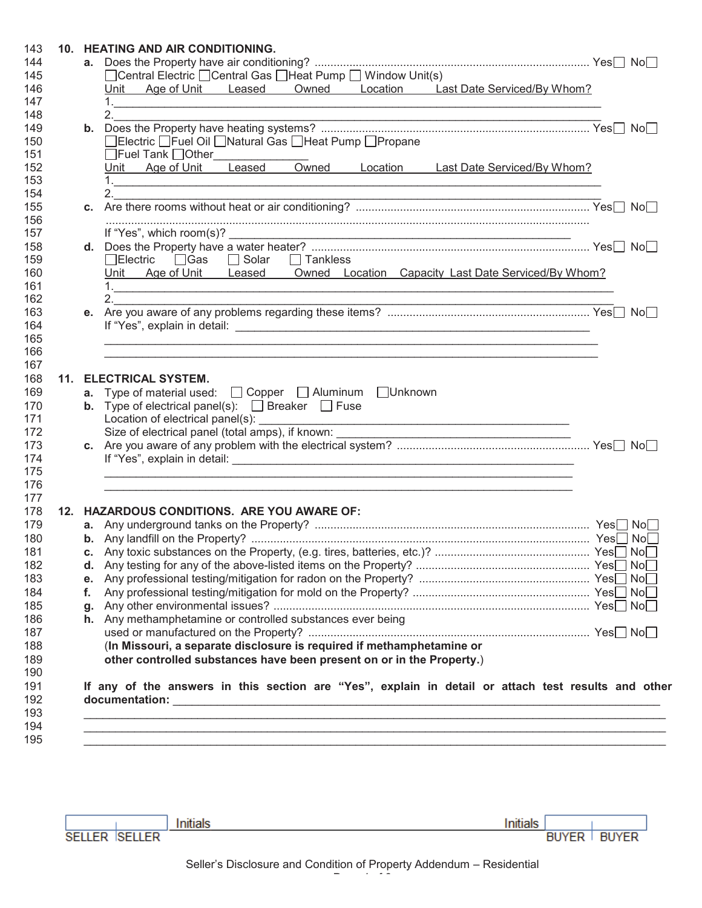## 10. HEATING AND AIR CONDITIONING.

**a.** Does the Property have air conditioning? ........................................................................................ Yes☐ No☐

☐Central Electric ☐Central Gas ☐Heat Pump ☐ Window Unit(s)

Unit Age of Unit Leased Owned Location Last Date Serviced/By Whom?

1.\_\_\_\_\_\_\_\_\_\_\_\_\_\_\_\_\_\_\_\_\_\_\_\_\_\_\_\_\_\_\_\_\_\_\_\_\_\_\_\_\_\_\_\_\_\_\_\_\_\_\_\_\_\_\_\_\_\_\_\_\_\_\_\_\_\_\_\_\_\_\_\_

2.\_\_\_\_\_\_\_\_\_\_\_\_\_\_\_\_\_\_\_\_\_\_\_\_\_\_\_\_\_\_\_\_\_\_\_\_\_\_\_\_\_\_\_\_\_\_\_\_\_\_\_\_\_\_\_\_\_\_\_\_\_\_\_\_\_\_\_\_\_\_\_\_

**b.** Does the Property have heating systems? ........................................................................................ Yes☐ No☐

☐Electric ☐Fuel Oil ☐Natural Gas ☐Heat Pump ☐Propane

☐Fuel Tank ☐Other\_\_\_\_\_\_\_\_\_\_\_\_\_\_\_

Unit Age of Unit Leased Owned Location Last Date Serviced/By Whom?

1.\_\_\_\_\_\_\_\_\_\_\_\_\_\_\_\_\_\_\_\_\_\_\_\_\_\_\_\_\_\_\_\_\_\_\_\_\_\_\_\_\_\_\_\_\_\_\_\_\_\_\_\_\_\_\_\_\_\_\_\_\_\_\_\_\_\_\_\_\_\_\_\_

2.\_\_\_\_\_\_\_\_\_\_\_\_\_\_\_\_\_\_\_\_\_\_\_\_\_\_\_\_\_\_\_\_\_\_\_\_\_\_\_\_\_\_\_\_\_\_\_\_\_\_\_\_\_\_\_\_\_\_\_\_\_\_\_\_\_\_\_\_\_\_\_\_

**c.** Are there rooms without heat or air conditioning? ........................................................................................ Yes☐ No☐

If "Yes", which room(s)? \_\_\_\_\_\_\_\_\_\_\_\_\_\_\_\_\_\_\_\_\_\_\_\_\_\_\_\_\_\_\_\_\_\_\_\_\_\_\_\_\_\_\_\_\_\_\_\_\_\_\_\_\_\_\_

**d.** Does the Property have a water heater? ........................................................................................ Yes☐ No☐

☐Electric ☐Gas ☐ Solar ☐ Tankless

Unit Age of Unit Leased Owned Location Capacity Last Date Serviced/By Whom?

1.\_\_\_\_\_\_\_\_\_\_\_\_\_\_\_\_\_\_\_\_\_\_\_\_\_\_\_\_\_\_\_\_\_\_\_\_\_\_\_\_\_\_\_\_\_\_\_\_\_\_\_\_\_\_\_\_\_\_\_\_\_\_\_\_\_\_\_\_\_\_\_\_

2.\_\_\_\_\_\_\_\_\_\_\_\_\_\_\_\_\_\_\_\_\_\_\_\_\_\_\_\_\_\_\_\_\_\_\_\_\_\_\_\_\_\_\_\_\_\_\_\_\_\_\_\_\_\_\_\_\_\_\_\_\_\_\_\_\_\_\_\_\_\_\_\_

**e.** Are you aware of any problems regarding these items? ........................................................................................ Yes☐ No☐

If "Yes", explain in detail: \_\_\_\_\_\_\_\_\_\_\_\_\_\_\_\_\_\_\_\_\_\_\_\_\_\_\_\_\_\_\_\_\_\_\_\_\_\_\_\_\_\_\_\_\_\_\_\_\_\_\_\_\_\_

\_\_\_\_\_\_\_\_\_\_\_\_\_\_\_\_\_\_\_\_\_\_\_\_\_\_\_\_\_\_\_\_\_\_\_\_\_\_\_\_\_\_\_\_\_\_\_\_\_\_\_\_\_\_\_\_\_\_\_\_\_\_\_\_\_\_\_\_\_\_\_\_\_\_\_

\_\_\_\_\_\_\_\_\_\_\_\_\_\_\_\_\_\_\_\_\_\_\_\_\_\_\_\_\_\_\_\_\_\_\_\_\_\_\_\_\_\_\_\_\_\_\_\_\_\_\_\_\_\_\_\_\_\_\_\_\_\_\_\_\_\_\_\_\_\_\_\_\_\_\_

## 11. ELECTRICAL SYSTEM.

**a.** Type of material used: ☐ Copper ☐ Aluminum ☐Unknown

**b.** Type of electrical panel(s): ☐ Breaker ☐ Fuse

Location of electrical panel(s): \_\_\_\_\_\_\_\_\_\_\_\_\_\_\_\_\_\_\_\_\_\_\_\_\_\_\_\_\_\_\_\_\_\_\_\_\_\_\_\_\_\_\_\_\_\_\_\_

Size of electrical panel (total amps), if known: \_\_\_\_\_\_\_\_\_\_\_\_\_\_\_\_\_\_\_\_\_\_\_\_\_\_\_\_\_\_\_\_\_\_\_\_\_

**c.** Are you aware of any problem with the electrical system? ........................................................................................ Yes☐ No☐

If "Yes", explain in detail: \_\_\_\_\_\_\_\_\_\_\_\_\_\_\_\_\_\_\_\_\_\_\_\_\_\_\_\_\_\_\_\_\_\_\_\_\_\_\_\_\_\_\_\_\_\_\_\_\_\_\_\_\_

\_\_\_\_\_\_\_\_\_\_\_\_\_\_\_\_\_\_\_\_\_\_\_\_\_\_\_\_\_\_\_\_\_\_\_\_\_\_\_\_\_\_\_\_\_\_\_\_\_\_\_\_\_\_\_\_\_\_\_\_\_\_\_\_\_\_\_\_\_\_\_\_\_\_\_

\_\_\_\_\_\_\_\_\_\_\_\_\_\_\_\_\_\_\_\_\_\_\_\_\_\_\_\_\_\_\_\_\_\_\_\_\_\_\_\_\_\_\_\_\_\_\_\_\_\_\_\_\_\_\_\_\_\_\_\_\_\_\_\_\_\_\_\_\_\_\_\_\_\_\_

## 12. HAZARDOUS CONDITIONS. ARE YOU AWARE OF:

**a.** Any underground tanks on the Property? ........................................................................................ Yes☐ No☐

**b.** Any landfill on the Property? ........................................................................................ Yes☐ No☐

**c.** Any toxic substances on the Property, (e.g. tires, batteries, etc.)? ........................................................................................ Yes☐ No☐

**d.** Any testing for any of the above-listed items on the Property? ........................................................................................ Yes☐ No☐

**e.** Any professional testing/mitigation for radon on the Property? ........................................................................................ Yes☐ No☐

**f.** Any professional testing/mitigation for mold on the Property? ........................................................................................ Yes☐ No☐

**g.** Any other environmental issues? ........................................................................................ Yes☐ No☐

**h.** Any methamphetamine or controlled substances ever being used or manufactured on the Property? ........................................................................................ Yes☐ No☐

(**In Missouri, a separate disclosure is required if methamphetamine or other controlled substances have been present on or in the Property.**)

**If any of the answers in this section are "Yes", explain in detail or attach test results and other documentation:** \_\_\_\_\_\_\_\_\_\_\_\_\_\_\_\_\_\_\_\_\_\_\_\_\_\_\_\_\_\_\_\_\_\_\_\_\_\_\_\_\_\_\_\_\_\_\_\_\_\_\_\_\_\_\_\_\_\_\_\_\_\_\_\_\_\_\_\_

\_\_\_\_\_\_\_\_\_\_\_\_\_\_\_\_\_\_\_\_\_\_\_\_\_\_\_\_\_\_\_\_\_\_\_\_\_\_\_\_\_\_\_\_\_\_\_\_\_\_\_\_\_\_\_\_\_\_\_\_\_\_\_\_\_\_\_\_\_\_\_\_\_\_\_\_\_\_\_\_\_\_\_\_

\_\_\_\_\_\_\_\_\_\_\_\_\_\_\_\_\_\_\_\_\_\_\_\_\_\_\_\_\_\_\_\_\_\_\_\_\_\_\_\_\_\_\_\_\_\_\_\_\_\_\_\_\_\_\_\_\_\_\_\_\_\_\_\_\_\_\_\_\_\_\_\_\_\_\_\_\_\_\_\_\_\_\_\_

\_\_\_\_\_\_\_\_\_\_\_\_\_\_\_\_\_\_\_\_\_\_\_\_\_\_\_\_\_\_\_\_\_\_\_\_\_\_\_\_\_\_\_\_\_\_\_\_\_\_\_\_\_\_\_\_\_\_\_\_\_\_\_\_\_\_\_\_\_\_\_\_\_\_\_\_\_\_\_\_\_\_\_\_

| | | Initials | Initials | | |
|---|---|---|---|---|---|
| SELLER | SELLER | | | BUYER | BUYER |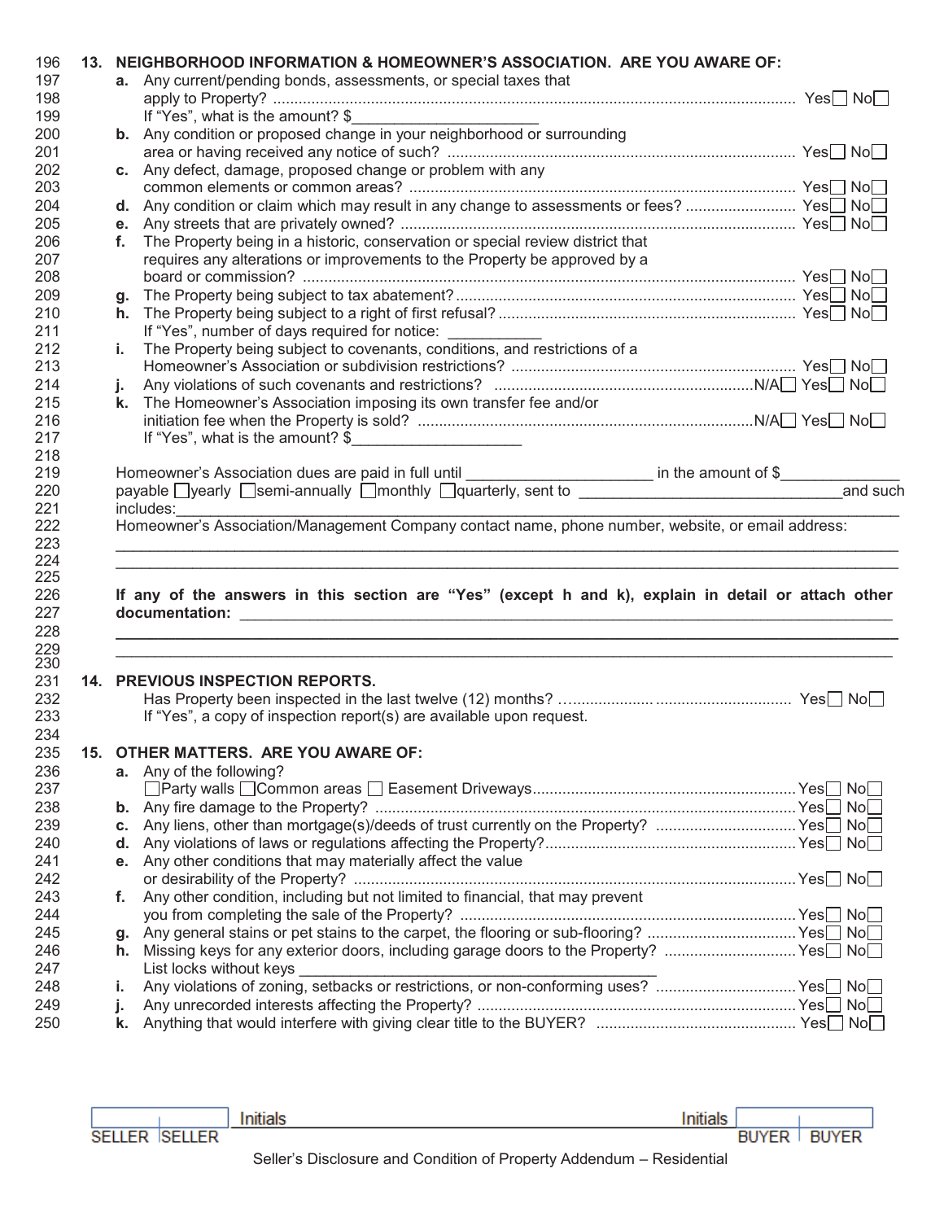**13. NEIGHBORHOOD INFORMATION & HOMEOWNER'S ASSOCIATION. ARE YOU AWARE OF:**

**a.** Any current/pending bonds, assessments, or special taxes that apply to Property? .......... Yes☐ No☐
If "Yes", what is the amount? $____________________

**b.** Any condition or proposed change in your neighborhood or surrounding area or having received any notice of such? .......... Yes☐ No☐

**c.** Any defect, damage, proposed change or problem with any common elements or common areas? .......... Yes☐ No☐

**d.** Any condition or claim which may result in any change to assessments or fees? .......... Yes☐ No☐

**e.** Any streets that are privately owned? .......... Yes☐ No☐

**f.** The Property being in a historic, conservation or special review district that requires any alterations or improvements to the Property be approved by a board or commission? .......... Yes☐ No☐

**g.** The Property being subject to tax abatement? .......... Yes☐ No☐

**h.** The Property being subject to a right of first refusal? .......... Yes☐ No☐
If "Yes", number of days required for notice: __________

**i.** The Property being subject to covenants, conditions, and restrictions of a Homeowner's Association or subdivision restrictions? .......... Yes☐ No☐

**j.** Any violations of such covenants and restrictions? ..........N/A☐ Yes☐ No☐

**k.** The Homeowner's Association imposing its own transfer fee and/or initiation fee when the Property is sold? ..........N/A☐ Yes☐ No☐
If "Yes", what is the amount? $____________________

Homeowner's Association dues are paid in full until ____________________ in the amount of $____________
payable ☐yearly ☐semi-annually ☐monthly ☐quarterly, sent to ______________________________ and such includes: ____________________________________________________________

Homeowner's Association/Management Company contact name, phone number, website, or email address:
____________________________________________________________
____________________________________________________________

**If any of the answers in this section are "Yes" (except h and k), explain in detail or attach other documentation:** ____________________________________________________________
____________________________________________________________
____________________________________________________________

**14. PREVIOUS INSPECTION REPORTS.**

Has Property been inspected in the last twelve (12) months? .......... Yes☐ No☐
If "Yes", a copy of inspection report(s) are available upon request.

**15. OTHER MATTERS. ARE YOU AWARE OF:**

**a.** Any of the following?
☐Party walls ☐Common areas ☐ Easement Driveways.......... Yes☐ No☐

**b.** Any fire damage to the Property? .......... Yes☐ No☐

**c.** Any liens, other than mortgage(s)/deeds of trust currently on the Property? .......... Yes☐ No☐

**d.** Any violations of laws or regulations affecting the Property? .......... Yes☐ No☐

**e.** Any other conditions that may materially affect the value or desirability of the Property? .......... Yes☐ No☐

**f.** Any other condition, including but not limited to financial, that may prevent you from completing the sale of the Property? .......... Yes☐ No☐

**g.** Any general stains or pet stains to the carpet, the flooring or sub-flooring? .......... Yes☐ No☐

**h.** Missing keys for any exterior doors, including garage doors to the Property? .......... Yes☐ No☐
List locks without keys ________________________________________

**i.** Any violations of zoning, setbacks or restrictions, or non-conforming uses? .......... Yes☐ No☐

**j.** Any unrecorded interests affecting the Property? .......... Yes☐ No☐

**k.** Anything that would interfere with giving clear title to the BUYER? .......... Yes☐ No☐

| | | Initials | Initials | | |
|---|---|---|---|---|---|
| SELLER | SELLER | | | BUYER | BUYER |

Seller's Disclosure and Condition of Property Addendum – Residential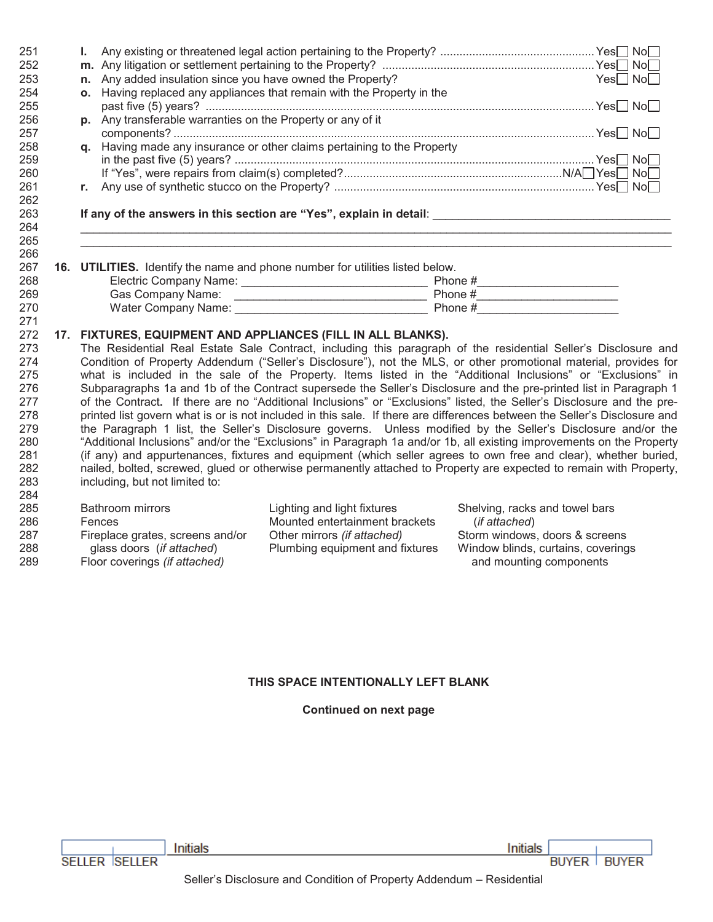**l.** Any existing or threatened legal action pertaining to the Property? ............................................... Yes☐ No☐

**m.** Any litigation or settlement pertaining to the Property? ................................................................. Yes☐ No☐

**n.** Any added insulation since you have owned the Property? Yes☐ No☐

**o.** Having replaced any appliances that remain with the Property in the past five (5) years? ........................................................................................................................ Yes☐ No☐

**p.** Any transferable warranties on the Property or any of it components? .................................................................................................................................. Yes☐ No☐

**q.** Having made any insurance or other claims pertaining to the Property in the past five (5) years? ............................................................................................................... Yes☐ No☐

If "Yes", were repairs from claim(s) completed?.................................................................. N/A☐ Yes☐ No☐

**r.** Any use of synthetic stucco on the Property? ................................................................................ Yes☐ No☐

**If any of the answers in this section are "Yes", explain in detail**: ____________________________________

_____________________________________________________________________________________________

_____________________________________________________________________________________________

**16. UTILITIES.** Identify the name and phone number for utilities listed below.

Electric Company Name: ____________________________ Phone #_____________________

Gas Company Name: ______________________________ Phone #_____________________

Water Company Name: _____________________________ Phone #_____________________

**17. FIXTURES, EQUIPMENT AND APPLIANCES (FILL IN ALL BLANKS).**

The Residential Real Estate Sale Contract, including this paragraph of the residential Seller's Disclosure and Condition of Property Addendum ("Seller's Disclosure"), not the MLS, or other promotional material, provides for what is included in the sale of the Property. Items listed in the "Additional Inclusions" or "Exclusions" in Subparagraphs 1a and 1b of the Contract supersede the Seller's Disclosure and the pre-printed list in Paragraph 1 of the Contract**.** If there are no "Additional Inclusions" or "Exclusions" listed, the Seller's Disclosure and the pre-printed list govern what is or is not included in this sale. If there are differences between the Seller's Disclosure and the Paragraph 1 list, the Seller's Disclosure governs. Unless modified by the Seller's Disclosure and/or the "Additional Inclusions" and/or the "Exclusions" in Paragraph 1a and/or 1b, all existing improvements on the Property (if any) and appurtenances, fixtures and equipment (which seller agrees to own free and clear), whether buried, nailed, bolted, screwed, glued or otherwise permanently attached to Property are expected to remain with Property, including, but not limited to:

| | | |
|---|---|---|
| Bathroom mirrors | Lighting and light fixtures | Shelving, racks and towel bars (*if attached*) |
| Fences | Mounted entertainment brackets | Storm windows, doors & screens |
| Fireplace grates, screens and/or glass doors (*if attached*) | Other mirrors *(if attached)* | Window blinds, curtains, coverings and mounting components |
| Floor coverings *(if attached)* | Plumbing equipment and fixtures | |

**THIS SPACE INTENTIONALLY LEFT BLANK**

**Continued on next page**

SELLER | SELLER Initials Initials BUYER | BUYER

Seller's Disclosure and Condition of Property Addendum – Residential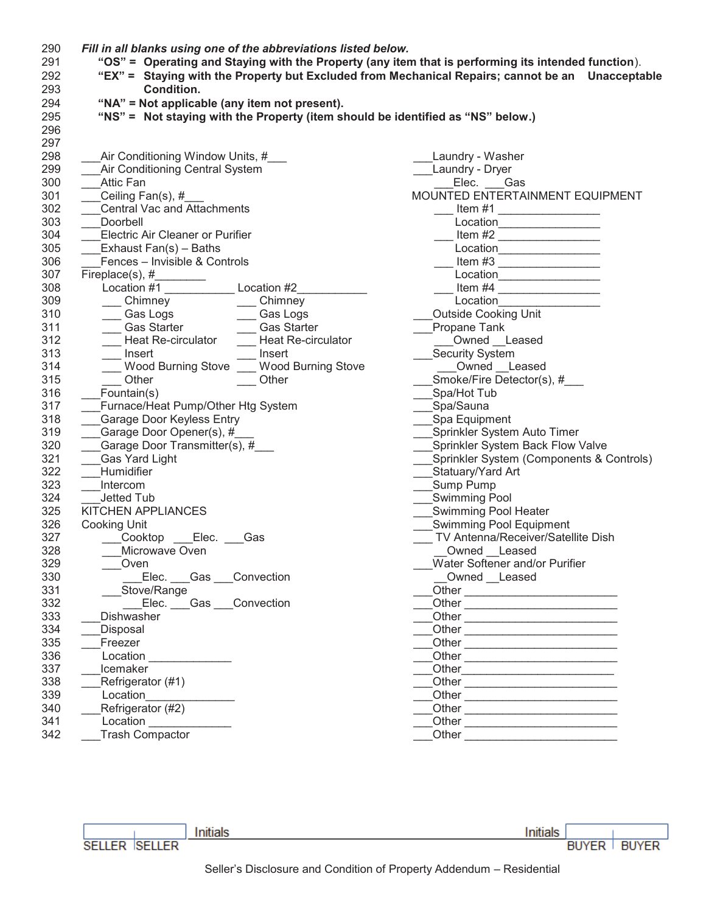*Fill in all blanks using one of the abbreviations listed below.*

**"OS" = Operating and Staying with the Property (any item that is performing its intended function).**

**"EX" = Staying with the Property but Excluded from Mechanical Repairs; cannot be an Unacceptable Condition.**

**"NA" = Not applicable (any item not present).**

**"NS" = Not staying with the Property (item should be identified as "NS" below.)**

___Air Conditioning Window Units, #___
___Air Conditioning Central System
___Attic Fan
___Ceiling Fan(s), #___
___Central Vac and Attachments
___Doorbell
___Electric Air Cleaner or Purifier
___Exhaust Fan(s) – Baths
___Fences – Invisible & Controls
Fireplace(s), #________

| Location #1 ___________ | Location #2___________ |
|---|---|
| ___ Chimney | ___ Chimney |
| ___ Gas Logs | ___ Gas Logs |
| ___ Gas Starter | ___ Gas Starter |
| ___ Heat Re-circulator | ___ Heat Re-circulator |
| ___ Insert | ___ Insert |
| ___ Wood Burning Stove | ___ Wood Burning Stove |
| ___ Other | ___ Other |

___Fountain(s)
___Furnace/Heat Pump/Other Htg System
___Garage Door Keyless Entry
___Garage Door Opener(s), #___
___Garage Door Transmitter(s), #___
___Gas Yard Light
___Humidifier
___Intercom
___Jetted Tub

KITCHEN APPLIANCES

Cooking Unit
   ___Cooktop ___Elec. ___Gas
   ___Microwave Oven
   ___Oven
      ___Elec. ___Gas ___Convection
   ___Stove/Range
      ___Elec. ___Gas ___Convection
___Dishwasher
___Disposal
___Freezer
   Location _____________
___Icemaker
___Refrigerator (#1)
   Location_____________
___Refrigerator (#2)
   Location _____________
___Trash Compactor

___Laundry - Washer
___Laundry - Dryer
   ___Elec. ___Gas

MOUNTED ENTERTAINMENT EQUIPMENT
   ___ Item #1 ________________
   Location________________
   ___ Item #2 ________________
   Location________________
   ___ Item #3 ________________
   Location________________
   ___ Item #4 ________________
   Location________________
___Outside Cooking Unit
___Propane Tank
   ___Owned __Leased
___Security System
   ___Owned __Leased
___Smoke/Fire Detector(s), #___
___Spa/Hot Tub
___Spa/Sauna
___Spa Equipment
___Sprinkler System Auto Timer
___Sprinkler System Back Flow Valve
___Sprinkler System (Components & Controls)
___Statuary/Yard Art
___Sump Pump
___Swimming Pool
___Swimming Pool Heater
___Swimming Pool Equipment
___ TV Antenna/Receiver/Satellite Dish
   __Owned __Leased
___Water Softener and/or Purifier
   __Owned __Leased
___Other ________________________
___Other ________________________
___Other ________________________
___Other ________________________
___Other ________________________
___Other ________________________
___Other ________________________
___Other ________________________
___Other ________________________
___Other ________________________
___Other ________________________
___Other ________________________

| SELLER | SELLER | Initials | | Initials | BUYER | BUYER |
|---|---|---|---|---|---|---|

Seller's Disclosure and Condition of Property Addendum – Residential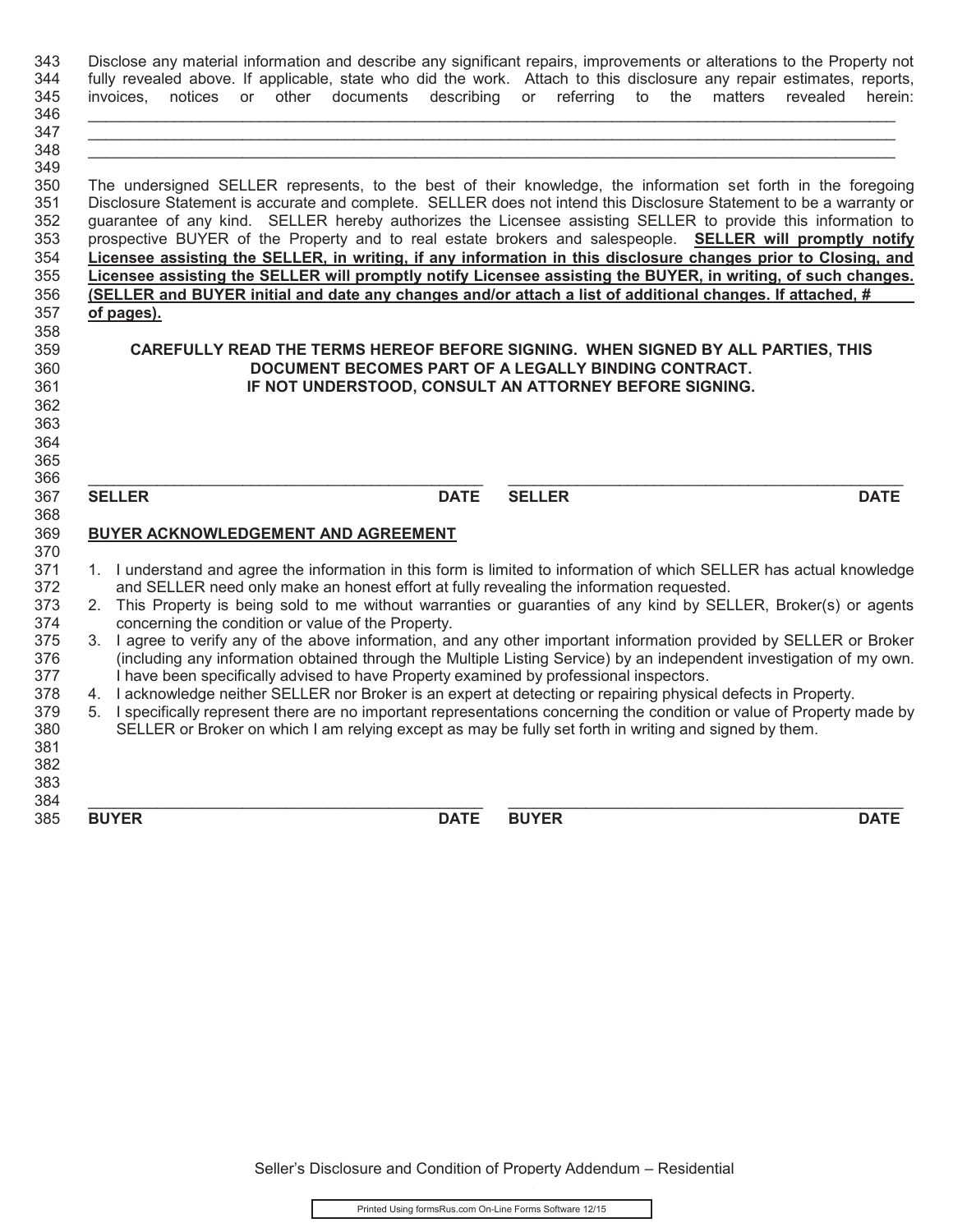Disclose any material information and describe any significant repairs, improvements or alterations to the Property not fully revealed above. If applicable, state who did the work. Attach to this disclosure any repair estimates, reports, invoices, notices or other documents describing or referring to the matters revealed herein:

______________________________________________________________________________________________

______________________________________________________________________________________________

______________________________________________________________________________________________

The undersigned SELLER represents, to the best of their knowledge, the information set forth in the foregoing Disclosure Statement is accurate and complete. SELLER does not intend this Disclosure Statement to be a warranty or guarantee of any kind. SELLER hereby authorizes the Licensee assisting SELLER to provide this information to prospective BUYER of the Property and to real estate brokers and salespeople. **SELLER will promptly notify Licensee assisting the SELLER, in writing, if any information in this disclosure changes prior to Closing, and Licensee assisting the SELLER will promptly notify Licensee assisting the BUYER, in writing, of such changes. (SELLER and BUYER initial and date any changes and/or attach a list of additional changes. If attached, # \_\_\_\_\_ of pages).**

**CAREFULLY READ THE TERMS HEREOF BEFORE SIGNING. WHEN SIGNED BY ALL PARTIES, THIS DOCUMENT BECOMES PART OF A LEGALLY BINDING CONTRACT. IF NOT UNDERSTOOD, CONSULT AN ATTORNEY BEFORE SIGNING.**

| | | | |
|---|---|---|---|
| ______________________________ | | ______________________________ | |
| **SELLER** | **DATE** | **SELLER** | **DATE** |

## BUYER ACKNOWLEDGEMENT AND AGREEMENT

1. I understand and agree the information in this form is limited to information of which SELLER has actual knowledge and SELLER need only make an honest effort at fully revealing the information requested.
2. This Property is being sold to me without warranties or guaranties of any kind by SELLER, Broker(s) or agents concerning the condition or value of the Property.
3. I agree to verify any of the above information, and any other important information provided by SELLER or Broker (including any information obtained through the Multiple Listing Service) by an independent investigation of my own. I have been specifically advised to have Property examined by professional inspectors.
4. I acknowledge neither SELLER nor Broker is an expert at detecting or repairing physical defects in Property.
5. I specifically represent there are no important representations concerning the condition or value of Property made by SELLER or Broker on which I am relying except as may be fully set forth in writing and signed by them.

| | | | |
|---|---|---|---|
| ______________________________ | | ______________________________ | |
| **BUYER** | **DATE** | **BUYER** | **DATE** |

Seller's Disclosure and Condition of Property Addendum – Residential

Printed Using formsRus.com On-Line Forms Software 12/15